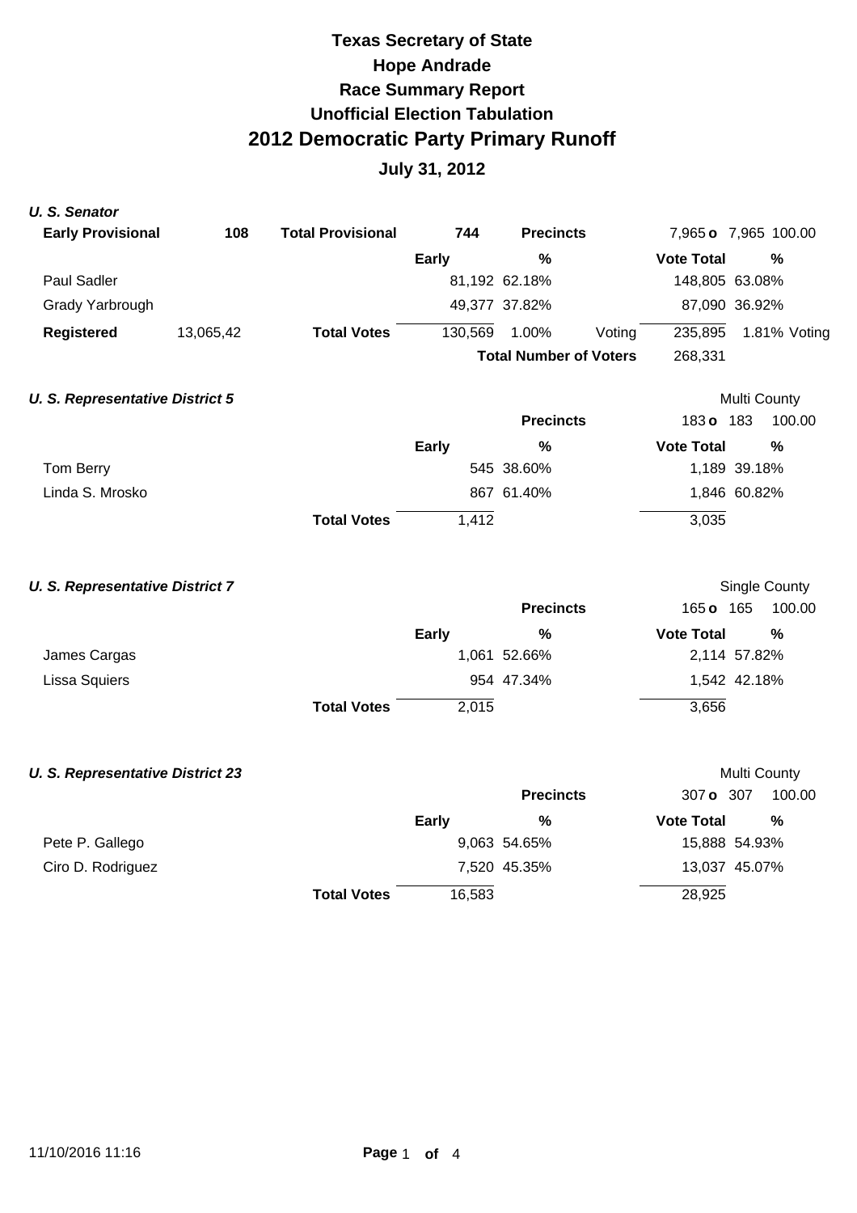# Texas Secretary of State
# Hope Andrade
# Race Summary Report
# Unofficial Election Tabulation
# 2012 Democratic Party Primary Runoff
## July 31, 2012

### *U. S. Senator*

| **Early Provisional** | **108** | **Total Provisional** | **744** | **Precincts** | 7,965 **o** 7,965 100.00 |
|---|---|---|---|---|---|

| | Early | % | | Vote Total | % |
|---|---|---|---|---|---|
| Paul Sadler | 81,192 | 62.18% | | 148,805 | 63.08% |
| Grady Yarbrough | 49,377 | 37.82% | | 87,090 | 36.92% |
| **Registered** 13,065,42 — **Total Votes** | 130,569 | 1.00% | Voting | 235,895 | 1.81% Voting |
| **Total Number of Voters** | | | | 268,331 | |

### *U. S. Representative District 5*

Multi County

**Precincts** 183 **o** 183 100.00

| | Early | % | Vote Total | % |
|---|---|---|---|---|
| Tom Berry | 545 | 38.60% | 1,189 | 39.18% |
| Linda S. Mrosko | 867 | 61.40% | 1,846 | 60.82% |
| **Total Votes** | 1,412 | | 3,035 | |

### *U. S. Representative District 7*

Single County

**Precincts** 165 **o** 165 100.00

| | Early | % | Vote Total | % |
|---|---|---|---|---|
| James Cargas | 1,061 | 52.66% | 2,114 | 57.82% |
| Lissa Squiers | 954 | 47.34% | 1,542 | 42.18% |
| **Total Votes** | 2,015 | | 3,656 | |

### *U. S. Representative District 23*

Multi County

**Precincts** 307 **o** 307 100.00

| | Early | % | Vote Total | % |
|---|---|---|---|---|
| Pete P. Gallego | 9,063 | 54.65% | 15,888 | 54.93% |
| Ciro D. Rodriguez | 7,520 | 45.35% | 13,037 | 45.07% |
| **Total Votes** | 16,583 | | 28,925 | |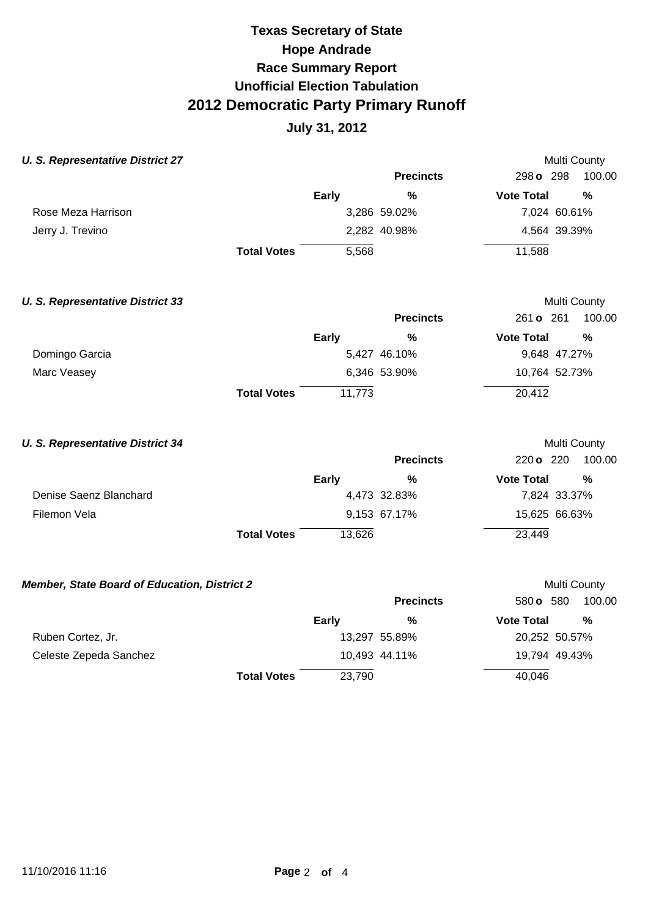# Texas Secretary of State
# Hope Andrade
# Race Summary Report
# Unofficial Election Tabulation
# 2012 Democratic Party Primary Runoff
## July 31, 2012

### *U. S. Representative District 27*

Multi County

| | Early | % | Vote Total | % |
|---|---|---|---|---|
| | | **Precincts** | 298 **o** 298 | 100.00 |
| Rose Meza Harrison | 3,286 | 59.02% | 7,024 | 60.61% |
| Jerry J. Trevino | 2,282 | 40.98% | 4,564 | 39.39% |
| **Total Votes** | 5,568 | | 11,588 | |

### *U. S. Representative District 33*

Multi County

| | Early | % | Vote Total | % |
|---|---|---|---|---|
| | | **Precincts** | 261 **o** 261 | 100.00 |
| Domingo Garcia | 5,427 | 46.10% | 9,648 | 47.27% |
| Marc Veasey | 6,346 | 53.90% | 10,764 | 52.73% |
| **Total Votes** | 11,773 | | 20,412 | |

### *U. S. Representative District 34*

Multi County

| | Early | % | Vote Total | % |
|---|---|---|---|---|
| | | **Precincts** | 220 **o** 220 | 100.00 |
| Denise Saenz Blanchard | 4,473 | 32.83% | 7,824 | 33.37% |
| Filemon Vela | 9,153 | 67.17% | 15,625 | 66.63% |
| **Total Votes** | 13,626 | | 23,449 | |

### *Member, State Board of Education, District 2*

Multi County

| | Early | % | Vote Total | % |
|---|---|---|---|---|
| | | **Precincts** | 580 **o** 580 | 100.00 |
| Ruben Cortez, Jr. | 13,297 | 55.89% | 20,252 | 50.57% |
| Celeste Zepeda Sanchez | 10,493 | 44.11% | 19,794 | 49.43% |
| **Total Votes** | 23,790 | | 40,046 | |

11/10/2016 11:16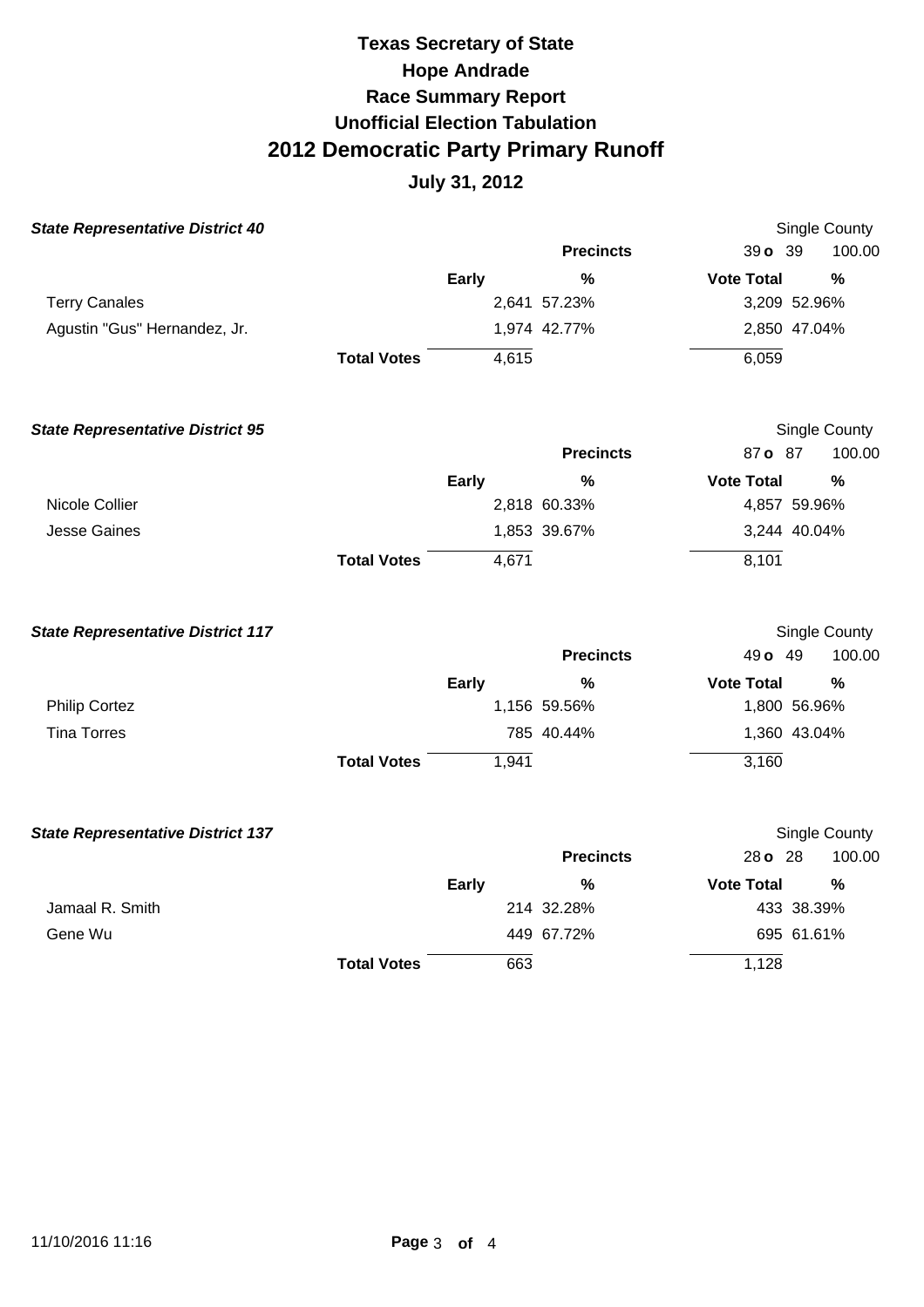# Texas Secretary of State
# Hope Andrade
# Race Summary Report
# Unofficial Election Tabulation
# 2012 Democratic Party Primary Runoff
## July 31, 2012

### *State Representative District 40*

Single County

| | | Precincts | 39 o 39 | 100.00 |
|---|---|---|---|---|
| | Early | % | Vote Total | % |
| Terry Canales | 2,641 | 57.23% | 3,209 | 52.96% |
| Agustin "Gus" Hernandez, Jr. | 1,974 | 42.77% | 2,850 | 47.04% |
| **Total Votes** | 4,615 | | 6,059 | |

### *State Representative District 95*

Single County

| | | Precincts | 87 o 87 | 100.00 |
|---|---|---|---|---|
| | Early | % | Vote Total | % |
| Nicole Collier | 2,818 | 60.33% | 4,857 | 59.96% |
| Jesse Gaines | 1,853 | 39.67% | 3,244 | 40.04% |
| **Total Votes** | 4,671 | | 8,101 | |

### *State Representative District 117*

Single County

| | | Precincts | 49 o 49 | 100.00 |
|---|---|---|---|---|
| | Early | % | Vote Total | % |
| Philip Cortez | 1,156 | 59.56% | 1,800 | 56.96% |
| Tina Torres | 785 | 40.44% | 1,360 | 43.04% |
| **Total Votes** | 1,941 | | 3,160 | |

### *State Representative District 137*

Single County

| | | Precincts | 28 o 28 | 100.00 |
|---|---|---|---|---|
| | Early | % | Vote Total | % |
| Jamaal R. Smith | 214 | 32.28% | 433 | 38.39% |
| Gene Wu | 449 | 67.72% | 695 | 61.61% |
| **Total Votes** | 663 | | 1,128 | |

11/10/2016 11:16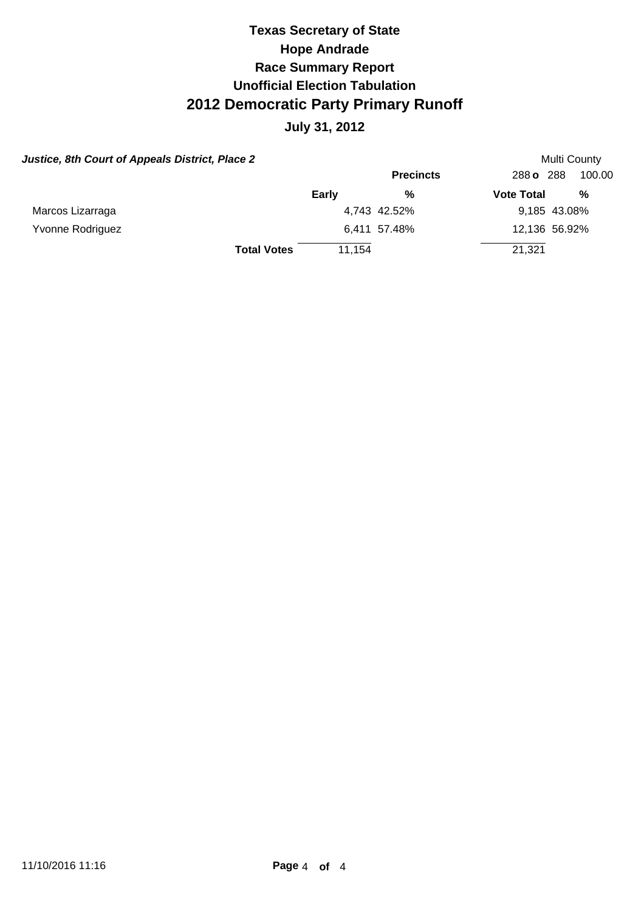# Texas Secretary of State
# Hope Andrade
# Race Summary Report
# Unofficial Election Tabulation
# 2012 Democratic Party Primary Runoff
## July 31, 2012

***Justice, 8th Court of Appeals District, Place 2*** — Multi County

| | Precincts | | 288 o 288 | 100.00 |
|---|---|---|---|---|
| | **Early** | **%** | **Vote Total** | **%** |
| Marcos Lizarraga | 4,743 | 42.52% | 9,185 | 43.08% |
| Yvonne Rodriguez | 6,411 | 57.48% | 12,136 | 56.92% |
| **Total Votes** | 11,154 | | 21,321 | |

11/10/2016 11:16